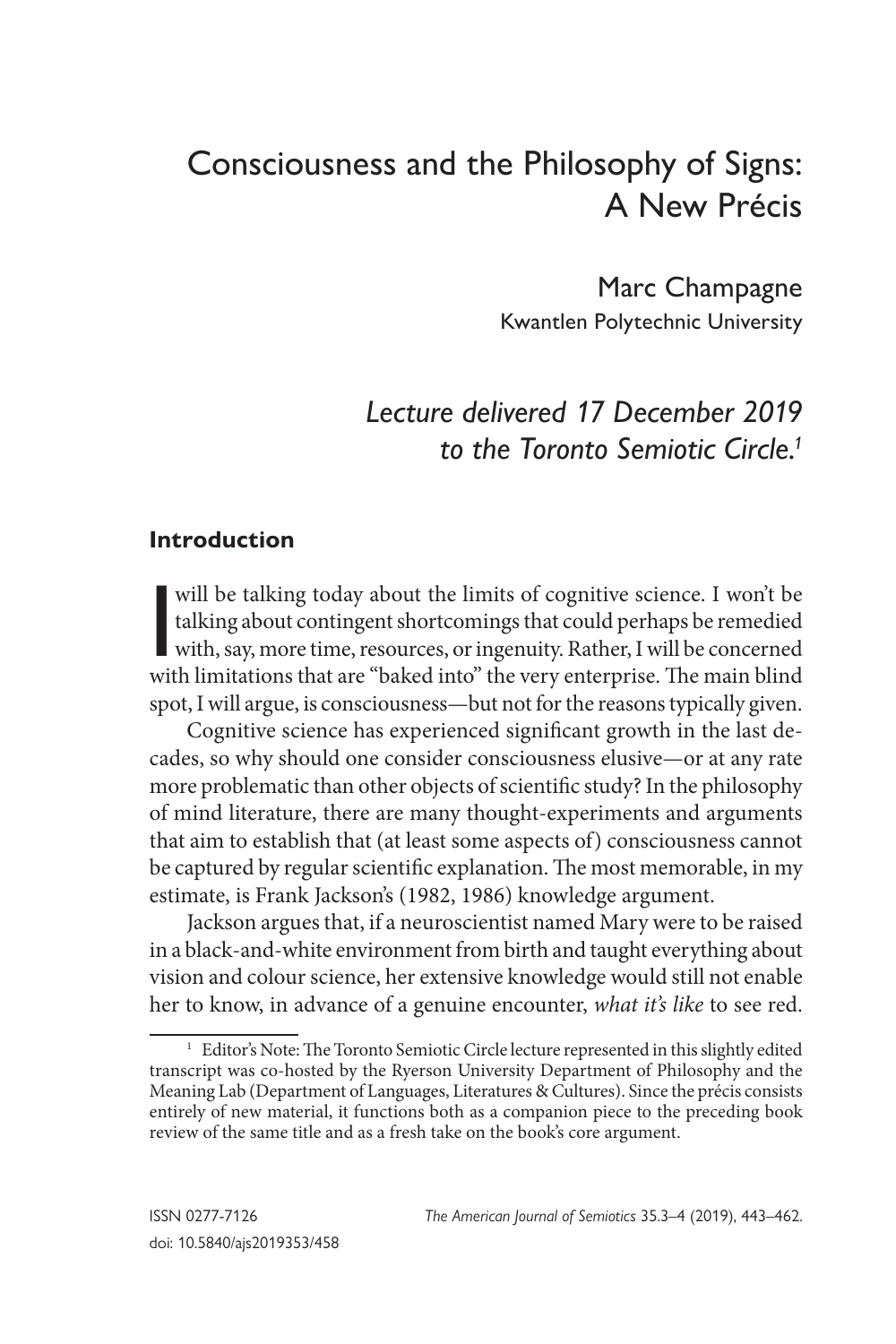# Consciousness and the Philosophy of Signs: A New Précis

Marc Champagne
Kwantlen Polytechnic University

*Lecture delivered 17 December 2019 to the Toronto Semiotic Circle.*[1]

## Introduction

I will be talking today about the limits of cognitive science. I won't be talking about contingent shortcomings that could perhaps be remedied with, say, more time, resources, or ingenuity. Rather, I will be concerned with limitations that are "baked into" the very enterprise. The main blind spot, I will argue, is consciousness—but not for the reasons typically given.

Cognitive science has experienced significant growth in the last decades, so why should one consider consciousness elusive—or at any rate more problematic than other objects of scientific study? In the philosophy of mind literature, there are many thought-experiments and arguments that aim to establish that (at least some aspects of) consciousness cannot be captured by regular scientific explanation. The most memorable, in my estimate, is Frank Jackson's (1982, 1986) knowledge argument.

Jackson argues that, if a neuroscientist named Mary were to be raised in a black-and-white environment from birth and taught everything about vision and colour science, her extensive knowledge would still not enable her to know, in advance of a genuine encounter, *what it's like* to see red.

[1] Editor's Note: The Toronto Semiotic Circle lecture represented in this slightly edited transcript was co-hosted by the Ryerson University Department of Philosophy and the Meaning Lab (Department of Languages, Literatures & Cultures). Since the précis consists entirely of new material, it functions both as a companion piece to the preceding book review of the same title and as a fresh take on the book's core argument.

ISSN 0277-7126
doi: 10.5840/ajs2019353/458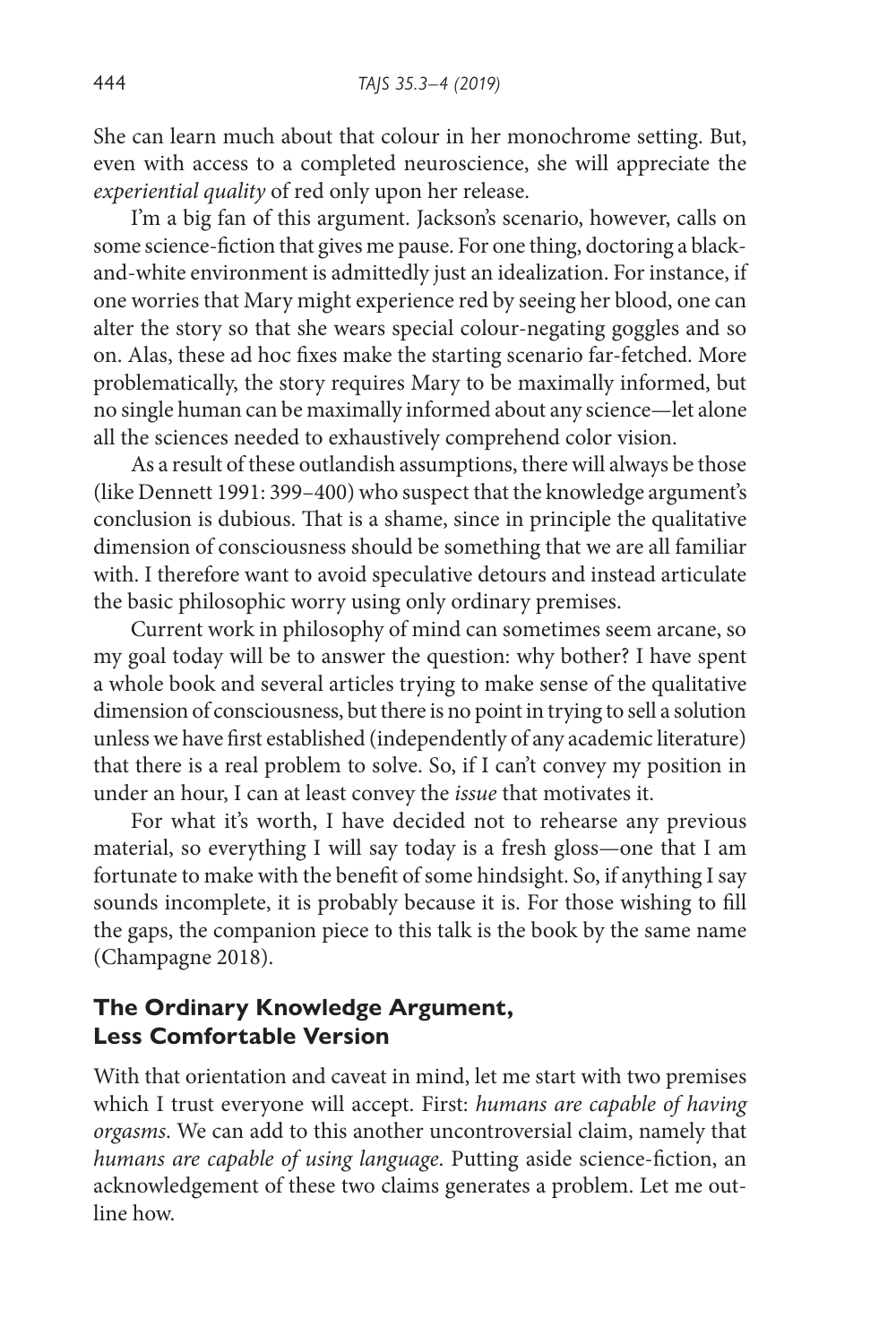She can learn much about that colour in her monochrome setting. But, even with access to a completed neuroscience, she will appreciate the *experiential quality* of red only upon her release.

I'm a big fan of this argument. Jackson's scenario, however, calls on some science-fiction that gives me pause. For one thing, doctoring a black-and-white environment is admittedly just an idealization. For instance, if one worries that Mary might experience red by seeing her blood, one can alter the story so that she wears special colour-negating goggles and so on. Alas, these ad hoc fixes make the starting scenario far-fetched. More problematically, the story requires Mary to be maximally informed, but no single human can be maximally informed about any science—let alone all the sciences needed to exhaustively comprehend color vision.

As a result of these outlandish assumptions, there will always be those (like Dennett 1991: 399–400) who suspect that the knowledge argument's conclusion is dubious. That is a shame, since in principle the qualitative dimension of consciousness should be something that we are all familiar with. I therefore want to avoid speculative detours and instead articulate the basic philosophic worry using only ordinary premises.

Current work in philosophy of mind can sometimes seem arcane, so my goal today will be to answer the question: why bother? I have spent a whole book and several articles trying to make sense of the qualitative dimension of consciousness, but there is no point in trying to sell a solution unless we have first established (independently of any academic literature) that there is a real problem to solve. So, if I can't convey my position in under an hour, I can at least convey the *issue* that motivates it.

For what it's worth, I have decided not to rehearse any previous material, so everything I will say today is a fresh gloss—one that I am fortunate to make with the benefit of some hindsight. So, if anything I say sounds incomplete, it is probably because it is. For those wishing to fill the gaps, the companion piece to this talk is the book by the same name (Champagne 2018).

## The Ordinary Knowledge Argument, Less Comfortable Version

With that orientation and caveat in mind, let me start with two premises which I trust everyone will accept. First: *humans are capable of having orgasms*. We can add to this another uncontroversial claim, namely that *humans are capable of using language*. Putting aside science-fiction, an acknowledgement of these two claims generates a problem. Let me outline how.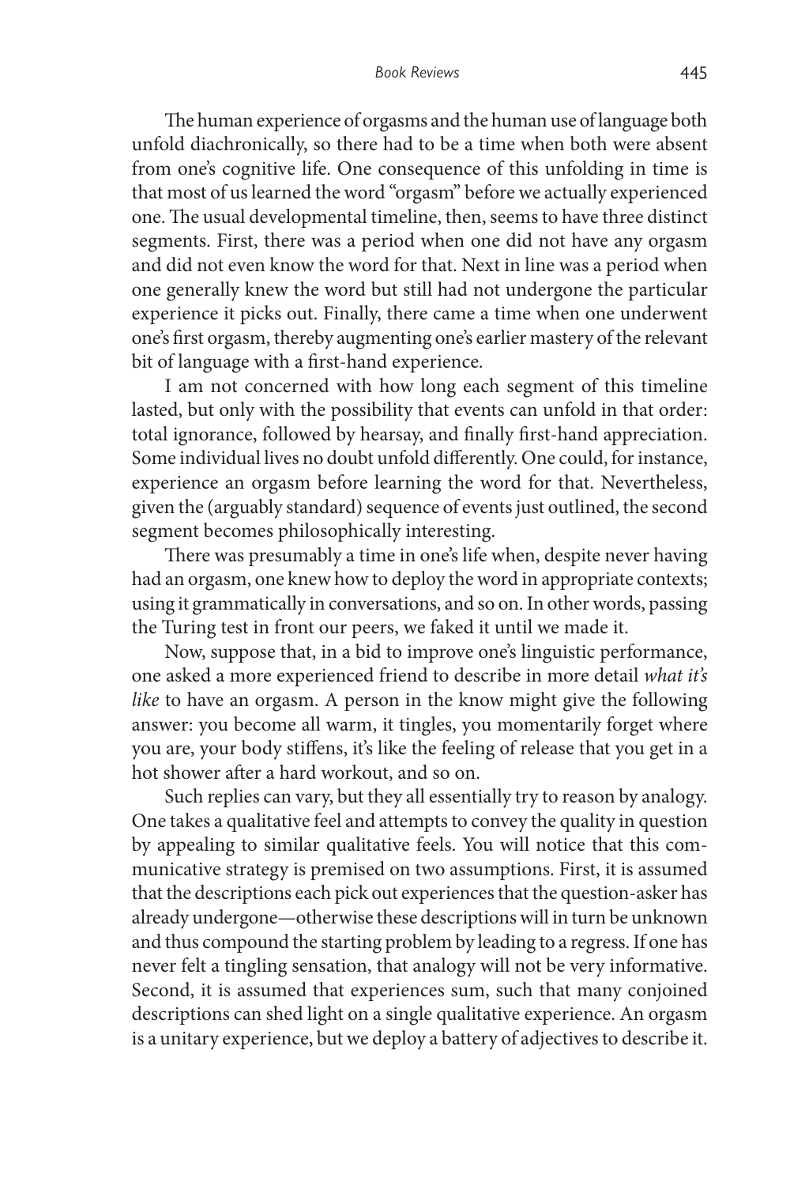The human experience of orgasms and the human use of language both unfold diachronically, so there had to be a time when both were absent from one's cognitive life. One consequence of this unfolding in time is that most of us learned the word "orgasm" before we actually experienced one. The usual developmental timeline, then, seems to have three distinct segments. First, there was a period when one did not have any orgasm and did not even know the word for that. Next in line was a period when one generally knew the word but still had not undergone the particular experience it picks out. Finally, there came a time when one underwent one's first orgasm, thereby augmenting one's earlier mastery of the relevant bit of language with a first-hand experience.

I am not concerned with how long each segment of this timeline lasted, but only with the possibility that events can unfold in that order: total ignorance, followed by hearsay, and finally first-hand appreciation. Some individual lives no doubt unfold differently. One could, for instance, experience an orgasm before learning the word for that. Nevertheless, given the (arguably standard) sequence of events just outlined, the second segment becomes philosophically interesting.

There was presumably a time in one's life when, despite never having had an orgasm, one knew how to deploy the word in appropriate contexts; using it grammatically in conversations, and so on. In other words, passing the Turing test in front our peers, we faked it until we made it.

Now, suppose that, in a bid to improve one's linguistic performance, one asked a more experienced friend to describe in more detail *what it's like* to have an orgasm. A person in the know might give the following answer: you become all warm, it tingles, you momentarily forget where you are, your body stiffens, it's like the feeling of release that you get in a hot shower after a hard workout, and so on.

Such replies can vary, but they all essentially try to reason by analogy. One takes a qualitative feel and attempts to convey the quality in question by appealing to similar qualitative feels. You will notice that this communicative strategy is premised on two assumptions. First, it is assumed that the descriptions each pick out experiences that the question-asker has already undergone—otherwise these descriptions will in turn be unknown and thus compound the starting problem by leading to a regress. If one has never felt a tingling sensation, that analogy will not be very informative. Second, it is assumed that experiences sum, such that many conjoined descriptions can shed light on a single qualitative experience. An orgasm is a unitary experience, but we deploy a battery of adjectives to describe it.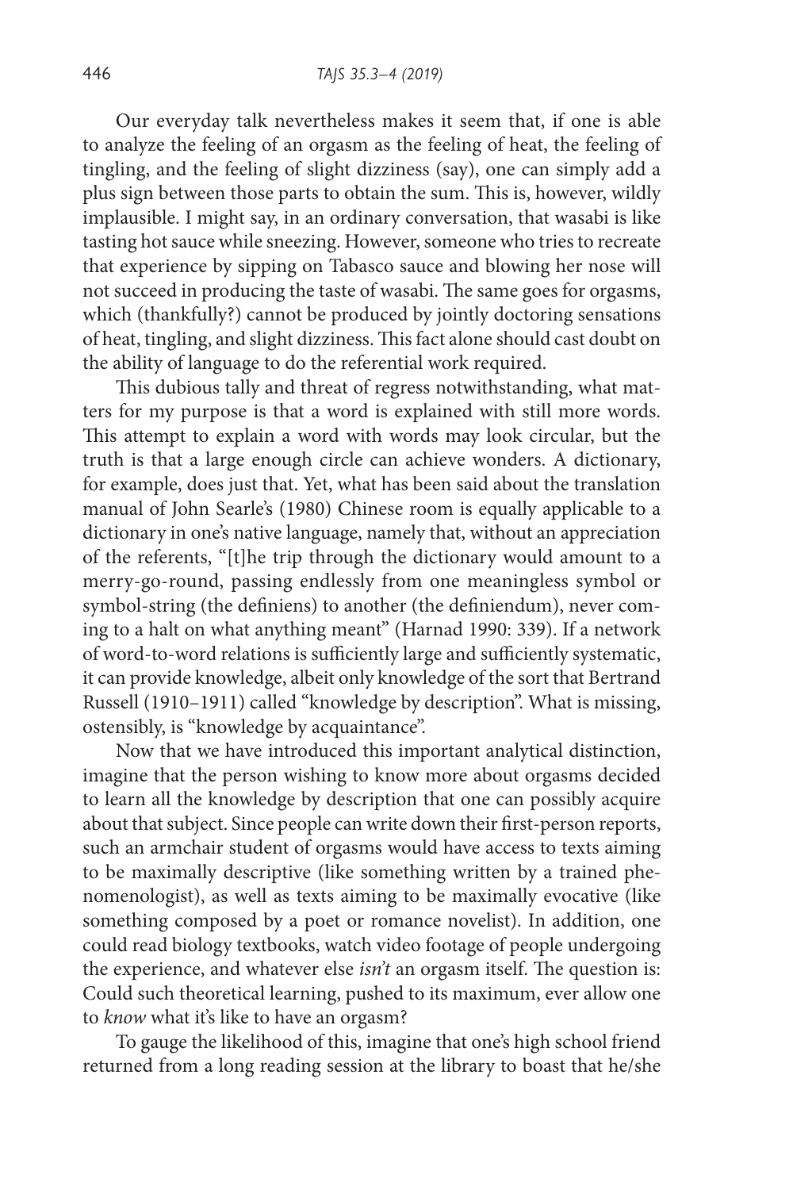Our everyday talk nevertheless makes it seem that, if one is able to analyze the feeling of an orgasm as the feeling of heat, the feeling of tingling, and the feeling of slight dizziness (say), one can simply add a plus sign between those parts to obtain the sum. This is, however, wildly implausible. I might say, in an ordinary conversation, that wasabi is like tasting hot sauce while sneezing. However, someone who tries to recreate that experience by sipping on Tabasco sauce and blowing her nose will not succeed in producing the taste of wasabi. The same goes for orgasms, which (thankfully?) cannot be produced by jointly doctoring sensations of heat, tingling, and slight dizziness. This fact alone should cast doubt on the ability of language to do the referential work required.

This dubious tally and threat of regress notwithstanding, what matters for my purpose is that a word is explained with still more words. This attempt to explain a word with words may look circular, but the truth is that a large enough circle can achieve wonders. A dictionary, for example, does just that. Yet, what has been said about the translation manual of John Searle's (1980) Chinese room is equally applicable to a dictionary in one's native language, namely that, without an appreciation of the referents, "[t]he trip through the dictionary would amount to a merry-go-round, passing endlessly from one meaningless symbol or symbol-string (the definiens) to another (the definiendum), never coming to a halt on what anything meant" (Harnad 1990: 339). If a network of word-to-word relations is sufficiently large and sufficiently systematic, it can provide knowledge, albeit only knowledge of the sort that Bertrand Russell (1910–1911) called "knowledge by description". What is missing, ostensibly, is "knowledge by acquaintance".

Now that we have introduced this important analytical distinction, imagine that the person wishing to know more about orgasms decided to learn all the knowledge by description that one can possibly acquire about that subject. Since people can write down their first-person reports, such an armchair student of orgasms would have access to texts aiming to be maximally descriptive (like something written by a trained phenomenologist), as well as texts aiming to be maximally evocative (like something composed by a poet or romance novelist). In addition, one could read biology textbooks, watch video footage of people undergoing the experience, and whatever else *isn't* an orgasm itself. The question is: Could such theoretical learning, pushed to its maximum, ever allow one to *know* what it's like to have an orgasm?

To gauge the likelihood of this, imagine that one's high school friend returned from a long reading session at the library to boast that he/she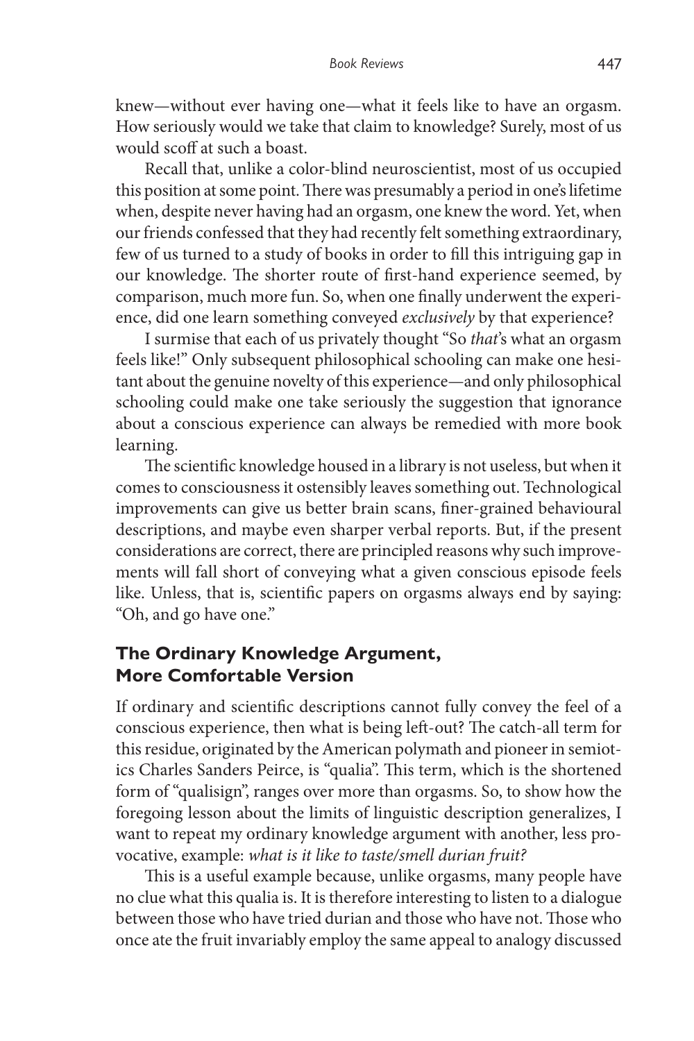knew—without ever having one—what it feels like to have an orgasm. How seriously would we take that claim to knowledge? Surely, most of us would scoff at such a boast.

Recall that, unlike a color-blind neuroscientist, most of us occupied this position at some point. There was presumably a period in one's lifetime when, despite never having had an orgasm, one knew the word. Yet, when our friends confessed that they had recently felt something extraordinary, few of us turned to a study of books in order to fill this intriguing gap in our knowledge. The shorter route of first-hand experience seemed, by comparison, much more fun. So, when one finally underwent the experience, did one learn something conveyed *exclusively* by that experience?

I surmise that each of us privately thought "So *that*'s what an orgasm feels like!" Only subsequent philosophical schooling can make one hesitant about the genuine novelty of this experience—and only philosophical schooling could make one take seriously the suggestion that ignorance about a conscious experience can always be remedied with more book learning.

The scientific knowledge housed in a library is not useless, but when it comes to consciousness it ostensibly leaves something out. Technological improvements can give us better brain scans, finer-grained behavioural descriptions, and maybe even sharper verbal reports. But, if the present considerations are correct, there are principled reasons why such improvements will fall short of conveying what a given conscious episode feels like. Unless, that is, scientific papers on orgasms always end by saying: "Oh, and go have one."

## The Ordinary Knowledge Argument, More Comfortable Version

If ordinary and scientific descriptions cannot fully convey the feel of a conscious experience, then what is being left-out? The catch-all term for this residue, originated by the American polymath and pioneer in semiotics Charles Sanders Peirce, is "qualia". This term, which is the shortened form of "qualisign", ranges over more than orgasms. So, to show how the foregoing lesson about the limits of linguistic description generalizes, I want to repeat my ordinary knowledge argument with another, less provocative, example: *what is it like to taste/smell durian fruit?*

This is a useful example because, unlike orgasms, many people have no clue what this qualia is. It is therefore interesting to listen to a dialogue between those who have tried durian and those who have not. Those who once ate the fruit invariably employ the same appeal to analogy discussed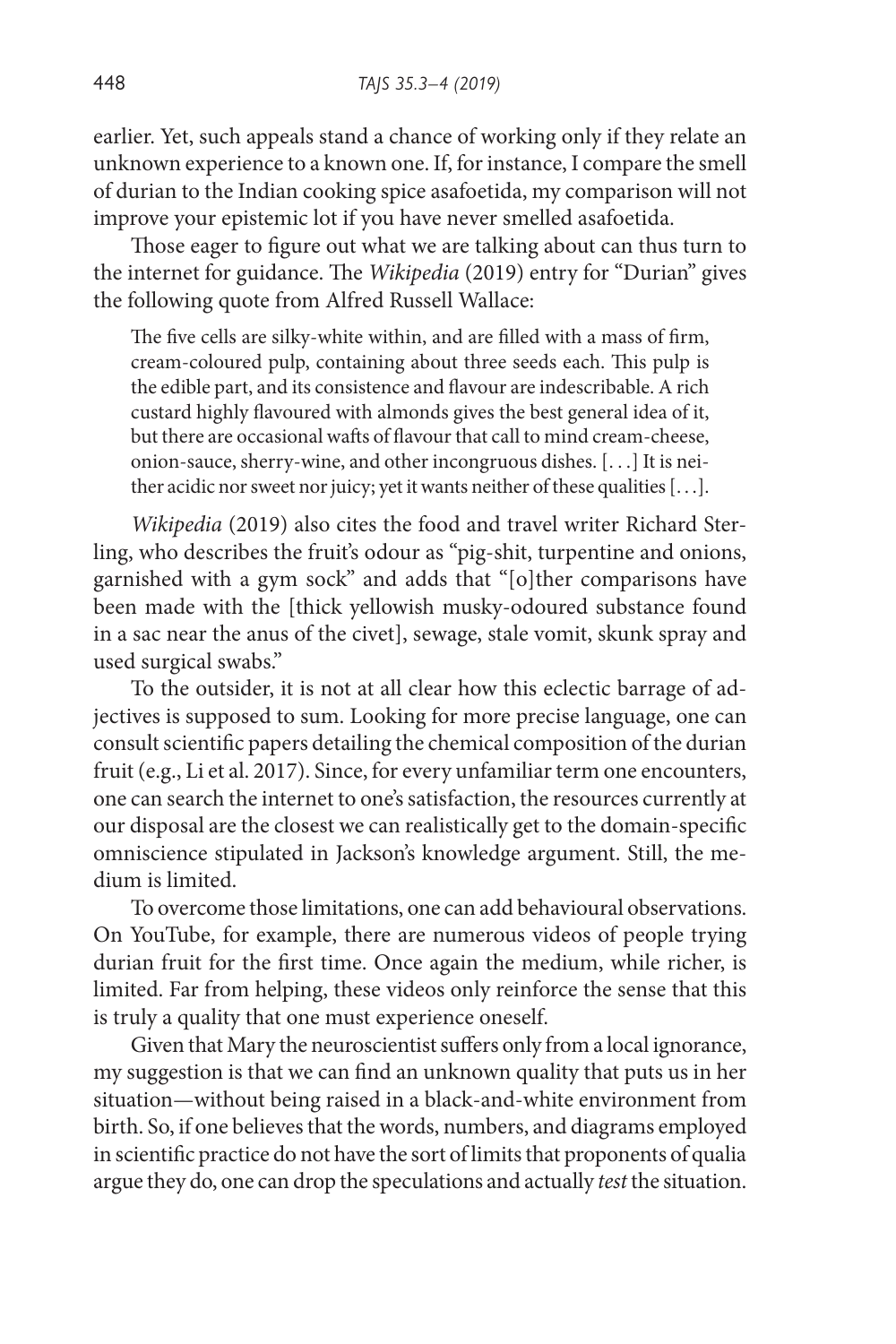earlier. Yet, such appeals stand a chance of working only if they relate an unknown experience to a known one. If, for instance, I compare the smell of durian to the Indian cooking spice asafoetida, my comparison will not improve your epistemic lot if you have never smelled asafoetida.

Those eager to figure out what we are talking about can thus turn to the internet for guidance. The *Wikipedia* (2019) entry for "Durian" gives the following quote from Alfred Russell Wallace:

> The five cells are silky-white within, and are filled with a mass of firm, cream-coloured pulp, containing about three seeds each. This pulp is the edible part, and its consistence and flavour are indescribable. A rich custard highly flavoured with almonds gives the best general idea of it, but there are occasional wafts of flavour that call to mind cream-cheese, onion-sauce, sherry-wine, and other incongruous dishes. [. . .] It is neither acidic nor sweet nor juicy; yet it wants neither of these qualities [. . .].

*Wikipedia* (2019) also cites the food and travel writer Richard Sterling, who describes the fruit's odour as "pig-shit, turpentine and onions, garnished with a gym sock" and adds that "[o]ther comparisons have been made with the [thick yellowish musky-odoured substance found in a sac near the anus of the civet], sewage, stale vomit, skunk spray and used surgical swabs."

To the outsider, it is not at all clear how this eclectic barrage of adjectives is supposed to sum. Looking for more precise language, one can consult scientific papers detailing the chemical composition of the durian fruit (e.g., Li et al. 2017). Since, for every unfamiliar term one encounters, one can search the internet to one's satisfaction, the resources currently at our disposal are the closest we can realistically get to the domain-specific omniscience stipulated in Jackson's knowledge argument. Still, the medium is limited.

To overcome those limitations, one can add behavioural observations. On YouTube, for example, there are numerous videos of people trying durian fruit for the first time. Once again the medium, while richer, is limited. Far from helping, these videos only reinforce the sense that this is truly a quality that one must experience oneself.

Given that Mary the neuroscientist suffers only from a local ignorance, my suggestion is that we can find an unknown quality that puts us in her situation—without being raised in a black-and-white environment from birth. So, if one believes that the words, numbers, and diagrams employed in scientific practice do not have the sort of limits that proponents of qualia argue they do, one can drop the speculations and actually *test* the situation.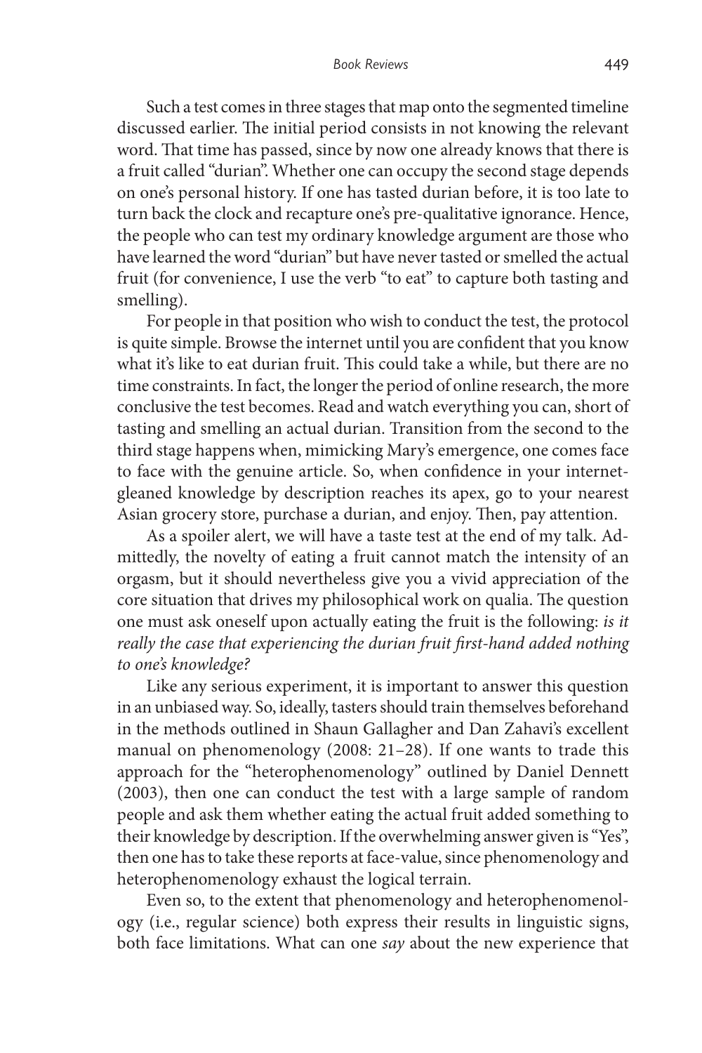Such a test comes in three stages that map onto the segmented timeline discussed earlier. The initial period consists in not knowing the relevant word. That time has passed, since by now one already knows that there is a fruit called "durian". Whether one can occupy the second stage depends on one's personal history. If one has tasted durian before, it is too late to turn back the clock and recapture one's pre-qualitative ignorance. Hence, the people who can test my ordinary knowledge argument are those who have learned the word "durian" but have never tasted or smelled the actual fruit (for convenience, I use the verb "to eat" to capture both tasting and smelling).

For people in that position who wish to conduct the test, the protocol is quite simple. Browse the internet until you are confident that you know what it's like to eat durian fruit. This could take a while, but there are no time constraints. In fact, the longer the period of online research, the more conclusive the test becomes. Read and watch everything you can, short of tasting and smelling an actual durian. Transition from the second to the third stage happens when, mimicking Mary's emergence, one comes face to face with the genuine article. So, when confidence in your internet-gleaned knowledge by description reaches its apex, go to your nearest Asian grocery store, purchase a durian, and enjoy. Then, pay attention.

As a spoiler alert, we will have a taste test at the end of my talk. Admittedly, the novelty of eating a fruit cannot match the intensity of an orgasm, but it should nevertheless give you a vivid appreciation of the core situation that drives my philosophical work on qualia. The question one must ask oneself upon actually eating the fruit is the following: *is it really the case that experiencing the durian fruit first-hand added nothing to one's knowledge?*

Like any serious experiment, it is important to answer this question in an unbiased way. So, ideally, tasters should train themselves beforehand in the methods outlined in Shaun Gallagher and Dan Zahavi's excellent manual on phenomenology (2008: 21–28). If one wants to trade this approach for the "heterophenomenology" outlined by Daniel Dennett (2003), then one can conduct the test with a large sample of random people and ask them whether eating the actual fruit added something to their knowledge by description. If the overwhelming answer given is "Yes", then one has to take these reports at face-value, since phenomenology and heterophenomenology exhaust the logical terrain.

Even so, to the extent that phenomenology and heterophenomenology (i.e., regular science) both express their results in linguistic signs, both face limitations. What can one *say* about the new experience that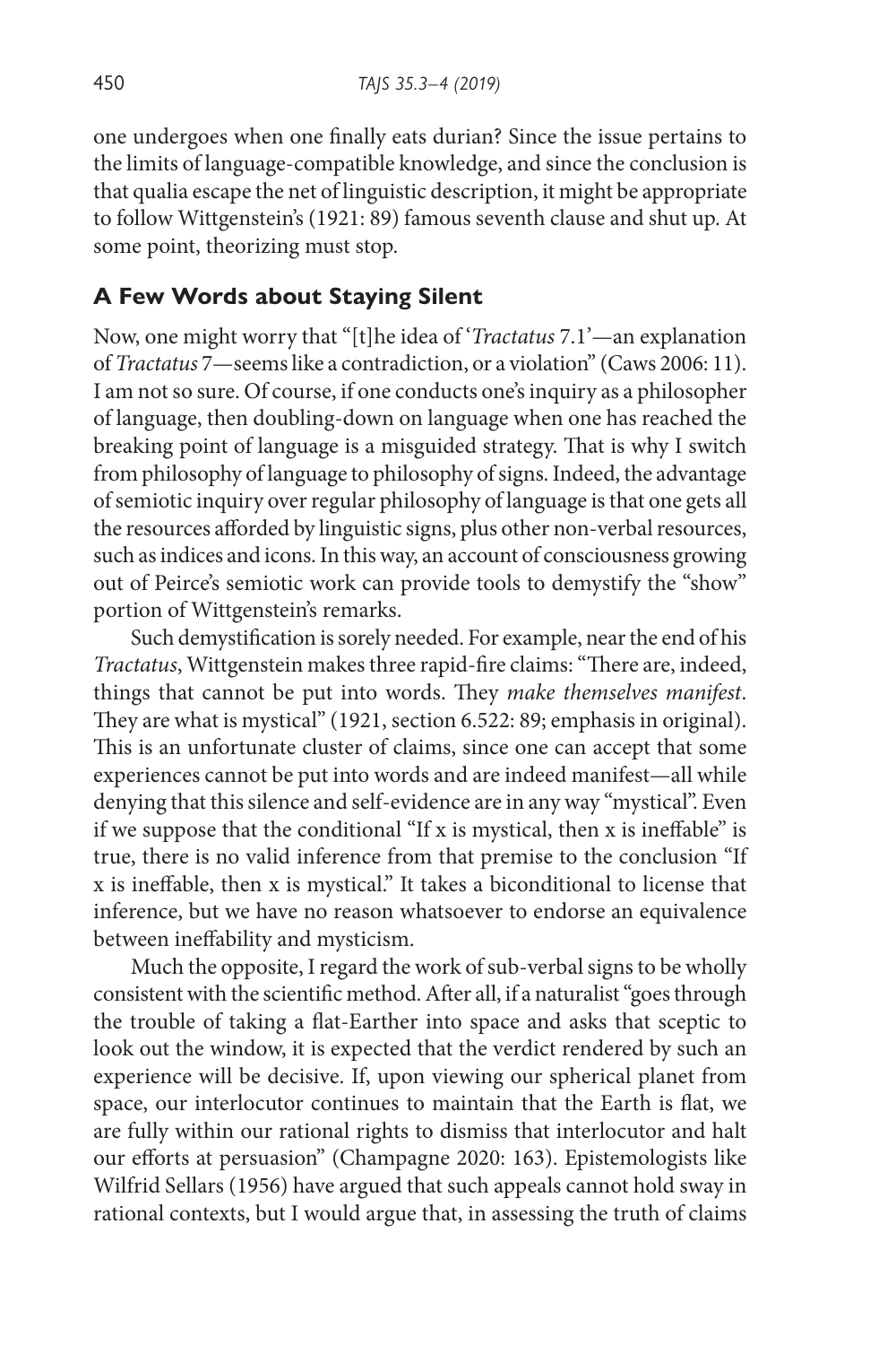one undergoes when one finally eats durian? Since the issue pertains to the limits of language-compatible knowledge, and since the conclusion is that qualia escape the net of linguistic description, it might be appropriate to follow Wittgenstein's (1921: 89) famous seventh clause and shut up. At some point, theorizing must stop.

## A Few Words about Staying Silent

Now, one might worry that "[t]he idea of '*Tractatus* 7.1'—an explanation of *Tractatus* 7—seems like a contradiction, or a violation" (Caws 2006: 11). I am not so sure. Of course, if one conducts one's inquiry as a philosopher of language, then doubling-down on language when one has reached the breaking point of language is a misguided strategy. That is why I switch from philosophy of language to philosophy of signs. Indeed, the advantage of semiotic inquiry over regular philosophy of language is that one gets all the resources afforded by linguistic signs, plus other non-verbal resources, such as indices and icons. In this way, an account of consciousness growing out of Peirce's semiotic work can provide tools to demystify the "show" portion of Wittgenstein's remarks.

Such demystification is sorely needed. For example, near the end of his *Tractatus*, Wittgenstein makes three rapid-fire claims: "There are, indeed, things that cannot be put into words. They *make themselves manifest*. They are what is mystical" (1921, section 6.522: 89; emphasis in original). This is an unfortunate cluster of claims, since one can accept that some experiences cannot be put into words and are indeed manifest—all while denying that this silence and self-evidence are in any way "mystical". Even if we suppose that the conditional "If x is mystical, then x is ineffable" is true, there is no valid inference from that premise to the conclusion "If x is ineffable, then x is mystical." It takes a biconditional to license that inference, but we have no reason whatsoever to endorse an equivalence between ineffability and mysticism.

Much the opposite, I regard the work of sub-verbal signs to be wholly consistent with the scientific method. After all, if a naturalist "goes through the trouble of taking a flat-Earther into space and asks that sceptic to look out the window, it is expected that the verdict rendered by such an experience will be decisive. If, upon viewing our spherical planet from space, our interlocutor continues to maintain that the Earth is flat, we are fully within our rational rights to dismiss that interlocutor and halt our efforts at persuasion" (Champagne 2020: 163). Epistemologists like Wilfrid Sellars (1956) have argued that such appeals cannot hold sway in rational contexts, but I would argue that, in assessing the truth of claims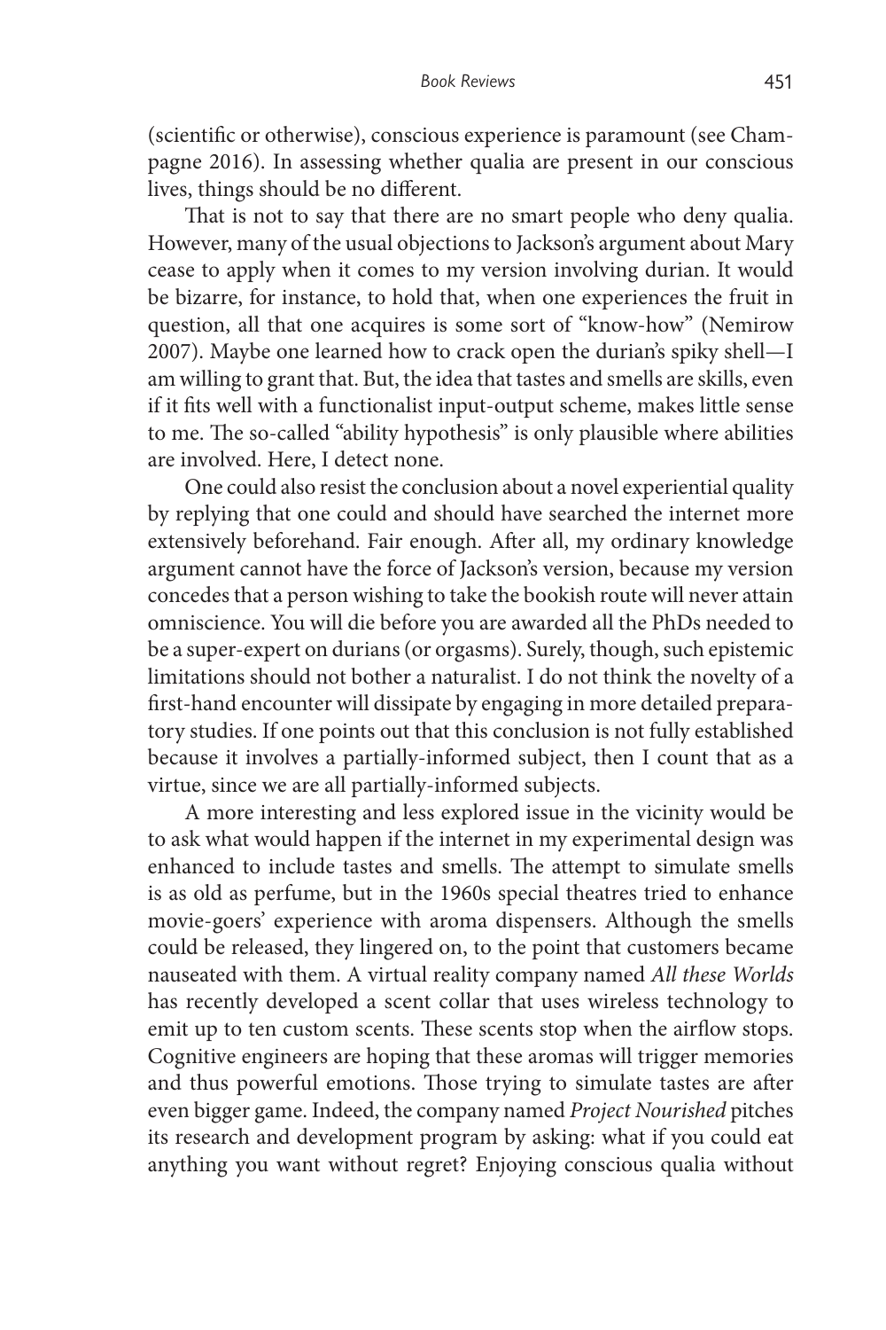(scientific or otherwise), conscious experience is paramount (see Champagne 2016). In assessing whether qualia are present in our conscious lives, things should be no different.

That is not to say that there are no smart people who deny qualia. However, many of the usual objections to Jackson's argument about Mary cease to apply when it comes to my version involving durian. It would be bizarre, for instance, to hold that, when one experiences the fruit in question, all that one acquires is some sort of "know-how" (Nemirow 2007). Maybe one learned how to crack open the durian's spiky shell—I am willing to grant that. But, the idea that tastes and smells are skills, even if it fits well with a functionalist input-output scheme, makes little sense to me. The so-called "ability hypothesis" is only plausible where abilities are involved. Here, I detect none.

One could also resist the conclusion about a novel experiential quality by replying that one could and should have searched the internet more extensively beforehand. Fair enough. After all, my ordinary knowledge argument cannot have the force of Jackson's version, because my version concedes that a person wishing to take the bookish route will never attain omniscience. You will die before you are awarded all the PhDs needed to be a super-expert on durians (or orgasms). Surely, though, such epistemic limitations should not bother a naturalist. I do not think the novelty of a first-hand encounter will dissipate by engaging in more detailed preparatory studies. If one points out that this conclusion is not fully established because it involves a partially-informed subject, then I count that as a virtue, since we are all partially-informed subjects.

A more interesting and less explored issue in the vicinity would be to ask what would happen if the internet in my experimental design was enhanced to include tastes and smells. The attempt to simulate smells is as old as perfume, but in the 1960s special theatres tried to enhance movie-goers' experience with aroma dispensers. Although the smells could be released, they lingered on, to the point that customers became nauseated with them. A virtual reality company named *All these Worlds* has recently developed a scent collar that uses wireless technology to emit up to ten custom scents. These scents stop when the airflow stops. Cognitive engineers are hoping that these aromas will trigger memories and thus powerful emotions. Those trying to simulate tastes are after even bigger game. Indeed, the company named *Project Nourished* pitches its research and development program by asking: what if you could eat anything you want without regret? Enjoying conscious qualia without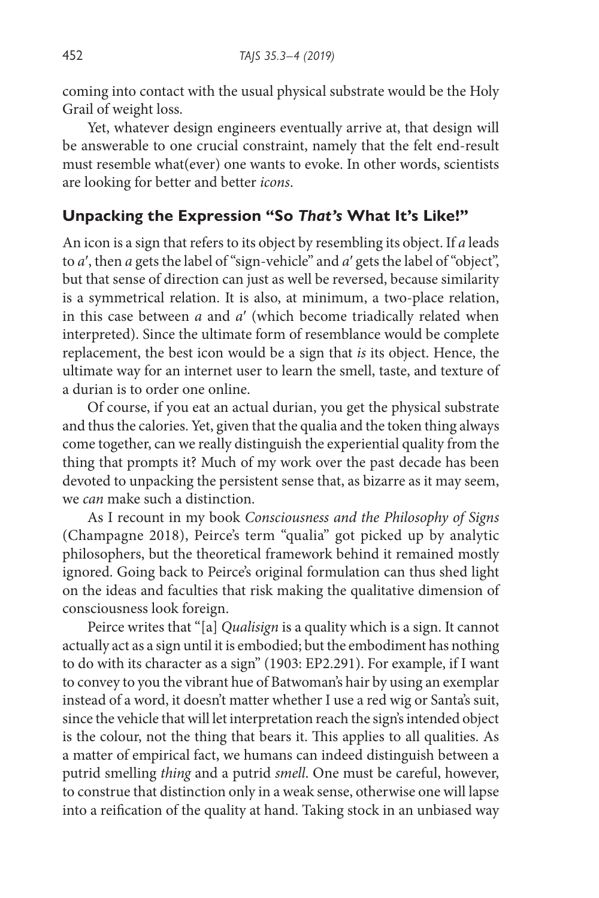coming into contact with the usual physical substrate would be the Holy Grail of weight loss.

Yet, whatever design engineers eventually arrive at, that design will be answerable to one crucial constraint, namely that the felt end-result must resemble what(ever) one wants to evoke. In other words, scientists are looking for better and better *icons*.

## Unpacking the Expression "So *That's* What It's Like!"

An icon is a sign that refers to its object by resembling its object. If $a$ leads to $a'$, then $a$ gets the label of "sign-vehicle" and $a'$ gets the label of "object", but that sense of direction can just as well be reversed, because similarity is a symmetrical relation. It is also, at minimum, a two-place relation, in this case between $a$ and $a'$ (which become triadically related when interpreted). Since the ultimate form of resemblance would be complete replacement, the best icon would be a sign that *is* its object. Hence, the ultimate way for an internet user to learn the smell, taste, and texture of a durian is to order one online.

Of course, if you eat an actual durian, you get the physical substrate and thus the calories. Yet, given that the qualia and the token thing always come together, can we really distinguish the experiential quality from the thing that prompts it? Much of my work over the past decade has been devoted to unpacking the persistent sense that, as bizarre as it may seem, we *can* make such a distinction.

As I recount in my book *Consciousness and the Philosophy of Signs* (Champagne 2018), Peirce's term "qualia" got picked up by analytic philosophers, but the theoretical framework behind it remained mostly ignored. Going back to Peirce's original formulation can thus shed light on the ideas and faculties that risk making the qualitative dimension of consciousness look foreign.

Peirce writes that "[a] *Qualisign* is a quality which is a sign. It cannot actually act as a sign until it is embodied; but the embodiment has nothing to do with its character as a sign" (1903: EP2.291). For example, if I want to convey to you the vibrant hue of Batwoman's hair by using an exemplar instead of a word, it doesn't matter whether I use a red wig or Santa's suit, since the vehicle that will let interpretation reach the sign's intended object is the colour, not the thing that bears it. This applies to all qualities. As a matter of empirical fact, we humans can indeed distinguish between a putrid smelling *thing* and a putrid *smell*. One must be careful, however, to construe that distinction only in a weak sense, otherwise one will lapse into a reification of the quality at hand. Taking stock in an unbiased way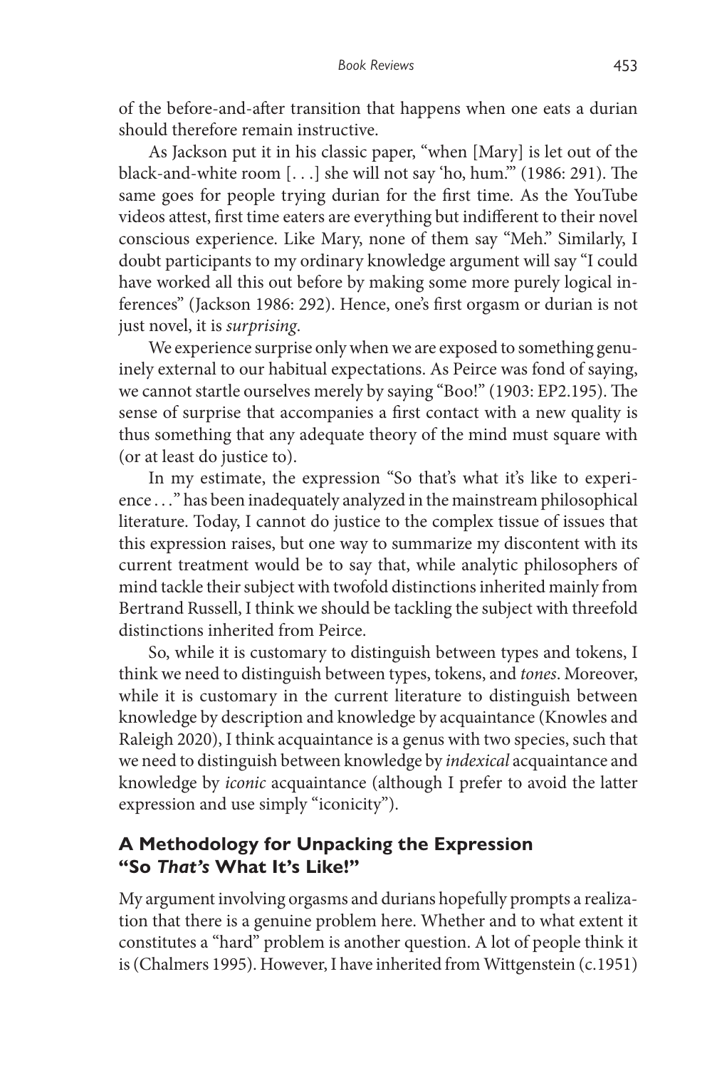of the before-and-after transition that happens when one eats a durian should therefore remain instructive.

As Jackson put it in his classic paper, "when [Mary] is let out of the black-and-white room [. . .] she will not say 'ho, hum.'" (1986: 291). The same goes for people trying durian for the first time. As the YouTube videos attest, first time eaters are everything but indifferent to their novel conscious experience. Like Mary, none of them say "Meh." Similarly, I doubt participants to my ordinary knowledge argument will say "I could have worked all this out before by making some more purely logical inferences" (Jackson 1986: 292). Hence, one's first orgasm or durian is not just novel, it is *surprising*.

We experience surprise only when we are exposed to something genuinely external to our habitual expectations. As Peirce was fond of saying, we cannot startle ourselves merely by saying "Boo!" (1903: EP2.195). The sense of surprise that accompanies a first contact with a new quality is thus something that any adequate theory of the mind must square with (or at least do justice to).

In my estimate, the expression "So that's what it's like to experience . . ." has been inadequately analyzed in the mainstream philosophical literature. Today, I cannot do justice to the complex tissue of issues that this expression raises, but one way to summarize my discontent with its current treatment would be to say that, while analytic philosophers of mind tackle their subject with twofold distinctions inherited mainly from Bertrand Russell, I think we should be tackling the subject with threefold distinctions inherited from Peirce.

So, while it is customary to distinguish between types and tokens, I think we need to distinguish between types, tokens, and *tones*. Moreover, while it is customary in the current literature to distinguish between knowledge by description and knowledge by acquaintance (Knowles and Raleigh 2020), I think acquaintance is a genus with two species, such that we need to distinguish between knowledge by *indexical* acquaintance and knowledge by *iconic* acquaintance (although I prefer to avoid the latter expression and use simply "iconicity").

## A Methodology for Unpacking the Expression "So *That's* What It's Like!"

My argument involving orgasms and durians hopefully prompts a realization that there is a genuine problem here. Whether and to what extent it constitutes a "hard" problem is another question. A lot of people think it is (Chalmers 1995). However, I have inherited from Wittgenstein (c.1951)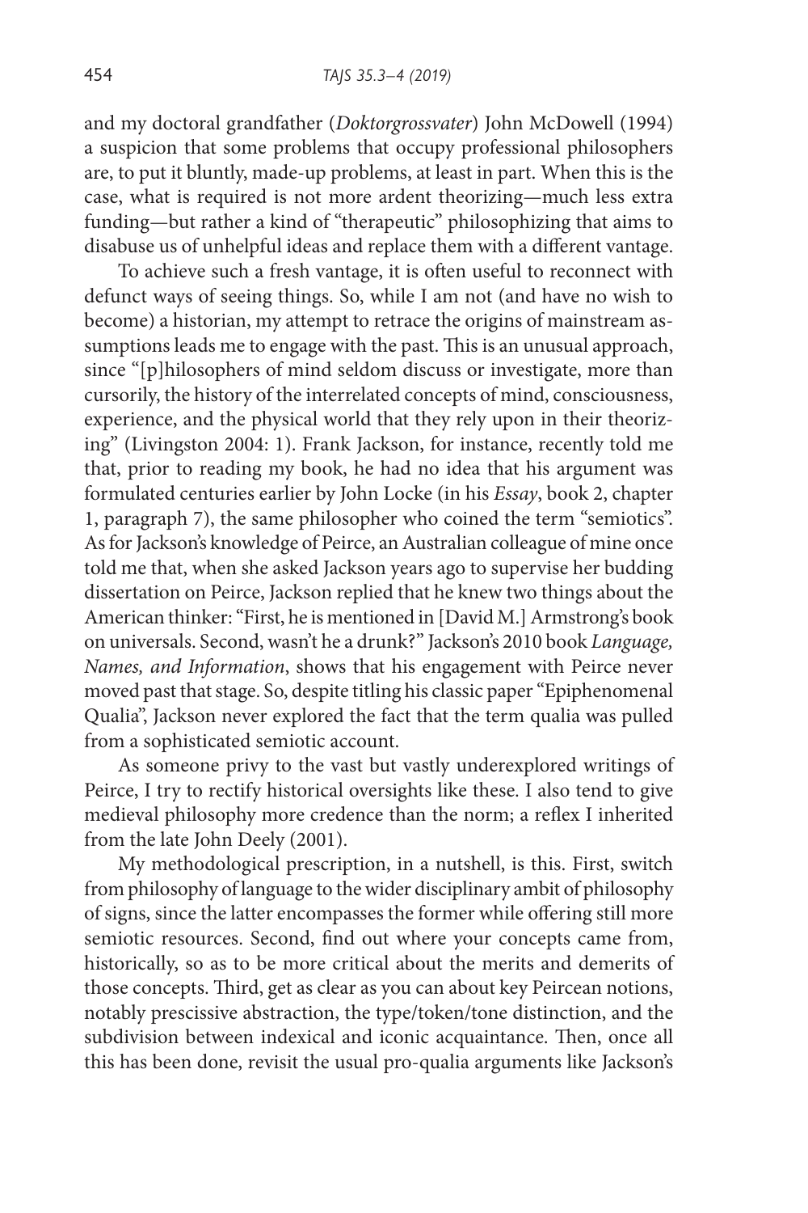and my doctoral grandfather (*Doktorgrossvater*) John McDowell (1994) a suspicion that some problems that occupy professional philosophers are, to put it bluntly, made-up problems, at least in part. When this is the case, what is required is not more ardent theorizing—much less extra funding—but rather a kind of "therapeutic" philosophizing that aims to disabuse us of unhelpful ideas and replace them with a different vantage.

To achieve such a fresh vantage, it is often useful to reconnect with defunct ways of seeing things. So, while I am not (and have no wish to become) a historian, my attempt to retrace the origins of mainstream assumptions leads me to engage with the past. This is an unusual approach, since "[p]hilosophers of mind seldom discuss or investigate, more than cursorily, the history of the interrelated concepts of mind, consciousness, experience, and the physical world that they rely upon in their theorizing" (Livingston 2004: 1). Frank Jackson, for instance, recently told me that, prior to reading my book, he had no idea that his argument was formulated centuries earlier by John Locke (in his *Essay*, book 2, chapter 1, paragraph 7), the same philosopher who coined the term "semiotics". As for Jackson's knowledge of Peirce, an Australian colleague of mine once told me that, when she asked Jackson years ago to supervise her budding dissertation on Peirce, Jackson replied that he knew two things about the American thinker: "First, he is mentioned in [David M.] Armstrong's book on universals. Second, wasn't he a drunk?" Jackson's 2010 book *Language, Names, and Information*, shows that his engagement with Peirce never moved past that stage. So, despite titling his classic paper "Epiphenomenal Qualia", Jackson never explored the fact that the term qualia was pulled from a sophisticated semiotic account.

As someone privy to the vast but vastly underexplored writings of Peirce, I try to rectify historical oversights like these. I also tend to give medieval philosophy more credence than the norm; a reflex I inherited from the late John Deely (2001).

My methodological prescription, in a nutshell, is this. First, switch from philosophy of language to the wider disciplinary ambit of philosophy of signs, since the latter encompasses the former while offering still more semiotic resources. Second, find out where your concepts came from, historically, so as to be more critical about the merits and demerits of those concepts. Third, get as clear as you can about key Peircean notions, notably prescissive abstraction, the type/token/tone distinction, and the subdivision between indexical and iconic acquaintance. Then, once all this has been done, revisit the usual pro-qualia arguments like Jackson's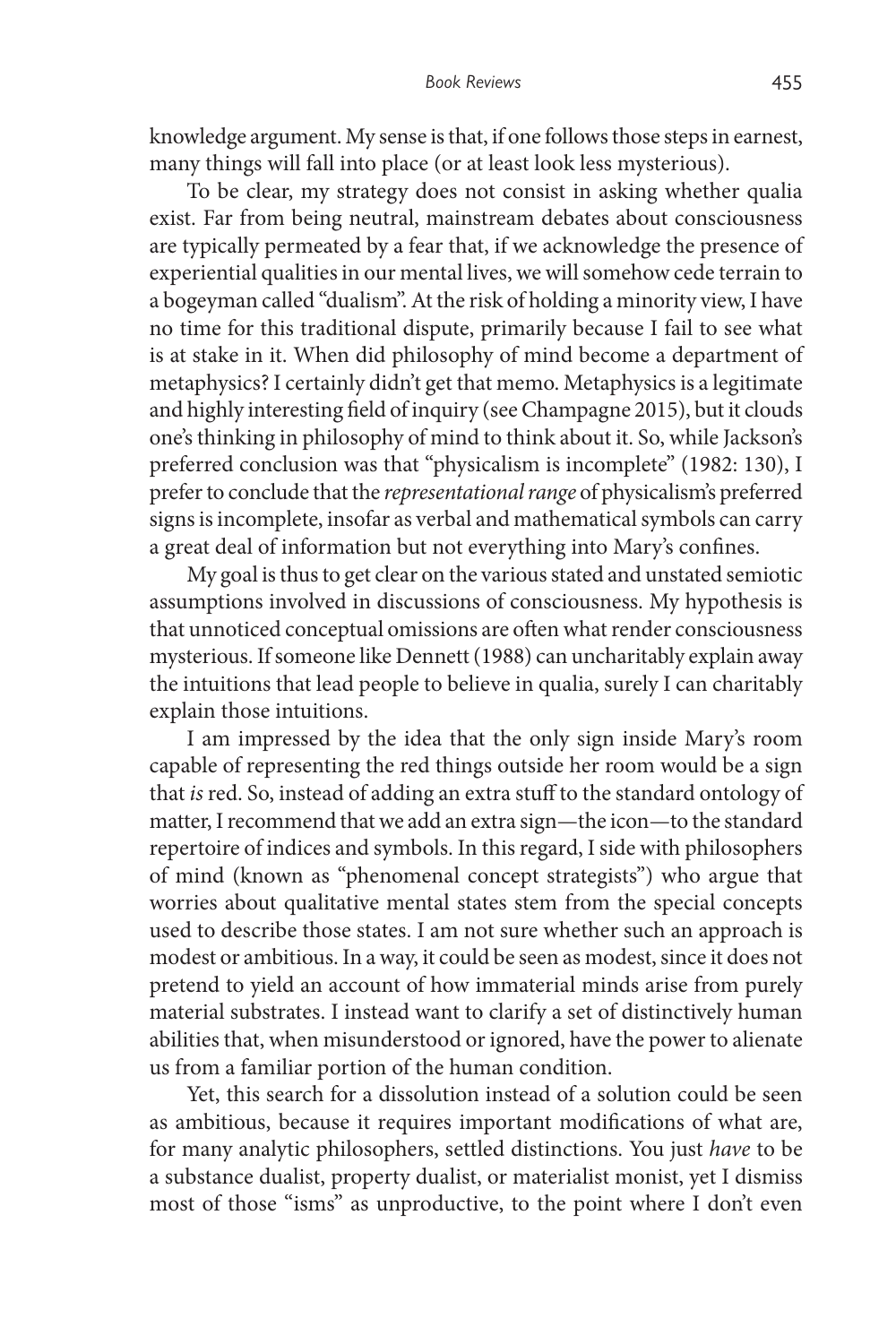knowledge argument. My sense is that, if one follows those steps in earnest, many things will fall into place (or at least look less mysterious).

To be clear, my strategy does not consist in asking whether qualia exist. Far from being neutral, mainstream debates about consciousness are typically permeated by a fear that, if we acknowledge the presence of experiential qualities in our mental lives, we will somehow cede terrain to a bogeyman called "dualism". At the risk of holding a minority view, I have no time for this traditional dispute, primarily because I fail to see what is at stake in it. When did philosophy of mind become a department of metaphysics? I certainly didn't get that memo. Metaphysics is a legitimate and highly interesting field of inquiry (see Champagne 2015), but it clouds one's thinking in philosophy of mind to think about it. So, while Jackson's preferred conclusion was that "physicalism is incomplete" (1982: 130), I prefer to conclude that the *representational range* of physicalism's preferred signs is incomplete, insofar as verbal and mathematical symbols can carry a great deal of information but not everything into Mary's confines.

My goal is thus to get clear on the various stated and unstated semiotic assumptions involved in discussions of consciousness. My hypothesis is that unnoticed conceptual omissions are often what render consciousness mysterious. If someone like Dennett (1988) can uncharitably explain away the intuitions that lead people to believe in qualia, surely I can charitably explain those intuitions.

I am impressed by the idea that the only sign inside Mary's room capable of representing the red things outside her room would be a sign that *is* red. So, instead of adding an extra stuff to the standard ontology of matter, I recommend that we add an extra sign—the icon—to the standard repertoire of indices and symbols. In this regard, I side with philosophers of mind (known as "phenomenal concept strategists") who argue that worries about qualitative mental states stem from the special concepts used to describe those states. I am not sure whether such an approach is modest or ambitious. In a way, it could be seen as modest, since it does not pretend to yield an account of how immaterial minds arise from purely material substrates. I instead want to clarify a set of distinctively human abilities that, when misunderstood or ignored, have the power to alienate us from a familiar portion of the human condition.

Yet, this search for a dissolution instead of a solution could be seen as ambitious, because it requires important modifications of what are, for many analytic philosophers, settled distinctions. You just *have* to be a substance dualist, property dualist, or materialist monist, yet I dismiss most of those "isms" as unproductive, to the point where I don't even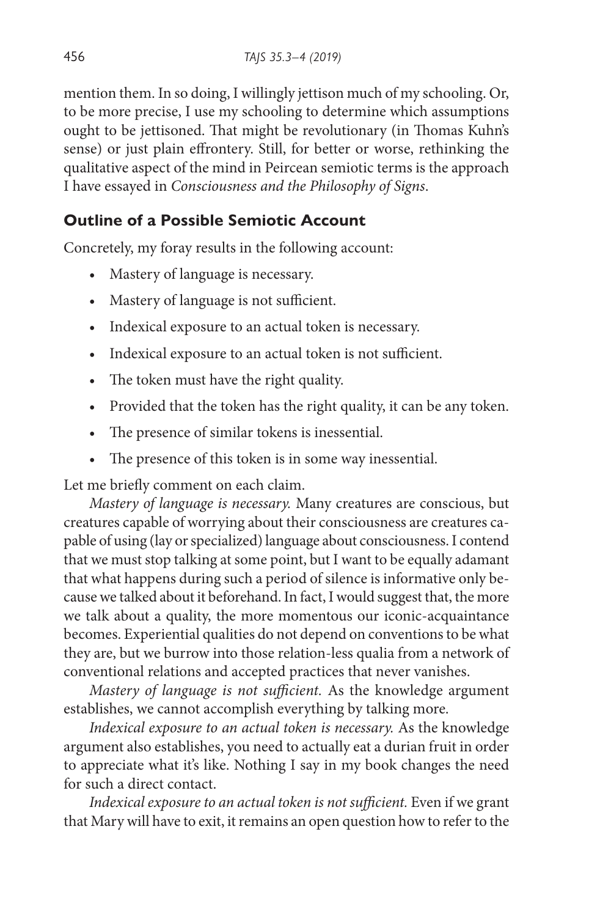mention them. In so doing, I willingly jettison much of my schooling. Or, to be more precise, I use my schooling to determine which assumptions ought to be jettisoned. That might be revolutionary (in Thomas Kuhn's sense) or just plain effrontery. Still, for better or worse, rethinking the qualitative aspect of the mind in Peircean semiotic terms is the approach I have essayed in *Consciousness and the Philosophy of Signs*.

## Outline of a Possible Semiotic Account

Concretely, my foray results in the following account:

- Mastery of language is necessary.
- Mastery of language is not sufficient.
- Indexical exposure to an actual token is necessary.
- Indexical exposure to an actual token is not sufficient.
- The token must have the right quality.
- Provided that the token has the right quality, it can be any token.
- The presence of similar tokens is inessential.
- The presence of this token is in some way inessential.

Let me briefly comment on each claim.

*Mastery of language is necessary.* Many creatures are conscious, but creatures capable of worrying about their consciousness are creatures capable of using (lay or specialized) language about consciousness. I contend that we must stop talking at some point, but I want to be equally adamant that what happens during such a period of silence is informative only because we talked about it beforehand. In fact, I would suggest that, the more we talk about a quality, the more momentous our iconic-acquaintance becomes. Experiential qualities do not depend on conventions to be what they are, but we burrow into those relation-less qualia from a network of conventional relations and accepted practices that never vanishes.

*Mastery of language is not sufficient.* As the knowledge argument establishes, we cannot accomplish everything by talking more.

*Indexical exposure to an actual token is necessary.* As the knowledge argument also establishes, you need to actually eat a durian fruit in order to appreciate what it's like. Nothing I say in my book changes the need for such a direct contact.

*Indexical exposure to an actual token is not sufficient.* Even if we grant that Mary will have to exit, it remains an open question how to refer to the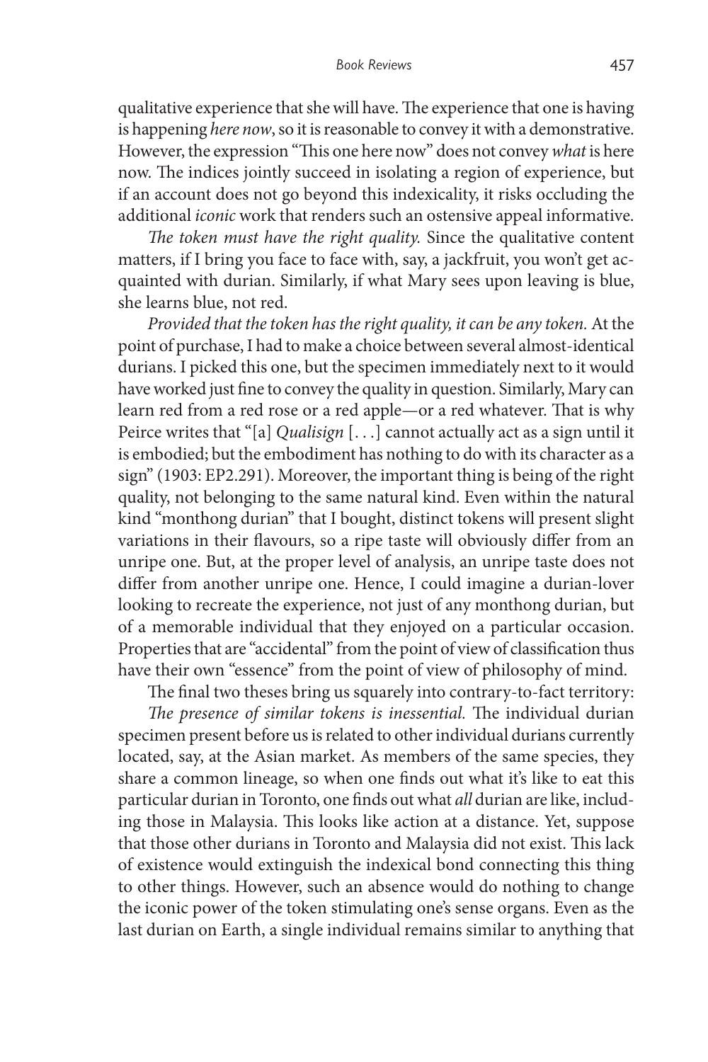qualitative experience that she will have. The experience that one is having is happening *here now*, so it is reasonable to convey it with a demonstrative. However, the expression "This one here now" does not convey *what* is here now. The indices jointly succeed in isolating a region of experience, but if an account does not go beyond this indexicality, it risks occluding the additional *iconic* work that renders such an ostensive appeal informative.

*The token must have the right quality.* Since the qualitative content matters, if I bring you face to face with, say, a jackfruit, you won't get acquainted with durian. Similarly, if what Mary sees upon leaving is blue, she learns blue, not red.

*Provided that the token has the right quality, it can be any token.* At the point of purchase, I had to make a choice between several almost-identical durians. I picked this one, but the specimen immediately next to it would have worked just fine to convey the quality in question. Similarly, Mary can learn red from a red rose or a red apple—or a red whatever. That is why Peirce writes that "[a] *Qualisign* [. . .] cannot actually act as a sign until it is embodied; but the embodiment has nothing to do with its character as a sign" (1903: EP2.291). Moreover, the important thing is being of the right quality, not belonging to the same natural kind. Even within the natural kind "monthong durian" that I bought, distinct tokens will present slight variations in their flavours, so a ripe taste will obviously differ from an unripe one. But, at the proper level of analysis, an unripe taste does not differ from another unripe one. Hence, I could imagine a durian-lover looking to recreate the experience, not just of any monthong durian, but of a memorable individual that they enjoyed on a particular occasion. Properties that are "accidental" from the point of view of classification thus have their own "essence" from the point of view of philosophy of mind.

The final two theses bring us squarely into contrary-to-fact territory:

*The presence of similar tokens is inessential.* The individual durian specimen present before us is related to other individual durians currently located, say, at the Asian market. As members of the same species, they share a common lineage, so when one finds out what it's like to eat this particular durian in Toronto, one finds out what *all* durian are like, including those in Malaysia. This looks like action at a distance. Yet, suppose that those other durians in Toronto and Malaysia did not exist. This lack of existence would extinguish the indexical bond connecting this thing to other things. However, such an absence would do nothing to change the iconic power of the token stimulating one's sense organs. Even as the last durian on Earth, a single individual remains similar to anything that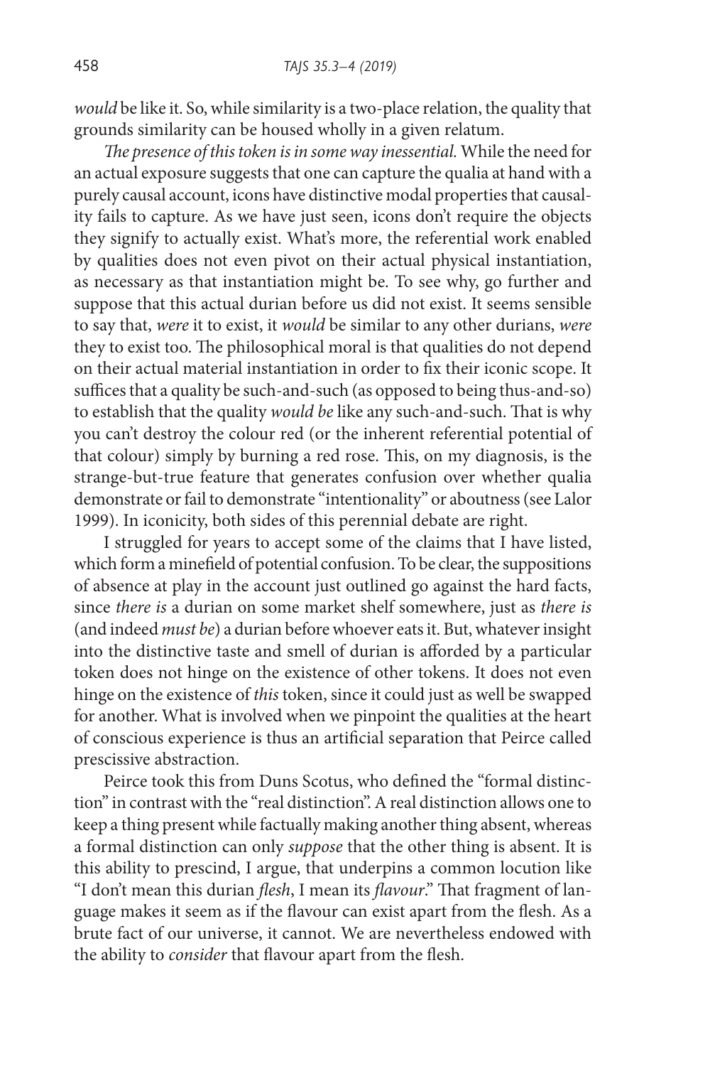*would* be like it. So, while similarity is a two-place relation, the quality that grounds similarity can be housed wholly in a given relatum.

*The presence of this token is in some way inessential.* While the need for an actual exposure suggests that one can capture the qualia at hand with a purely causal account, icons have distinctive modal properties that causality fails to capture. As we have just seen, icons don't require the objects they signify to actually exist. What's more, the referential work enabled by qualities does not even pivot on their actual physical instantiation, as necessary as that instantiation might be. To see why, go further and suppose that this actual durian before us did not exist. It seems sensible to say that, *were* it to exist, it *would* be similar to any other durians, *were* they to exist too. The philosophical moral is that qualities do not depend on their actual material instantiation in order to fix their iconic scope. It suffices that a quality be such-and-such (as opposed to being thus-and-so) to establish that the quality *would be* like any such-and-such. That is why you can't destroy the colour red (or the inherent referential potential of that colour) simply by burning a red rose. This, on my diagnosis, is the strange-but-true feature that generates confusion over whether qualia demonstrate or fail to demonstrate "intentionality" or aboutness (see Lalor 1999). In iconicity, both sides of this perennial debate are right.

I struggled for years to accept some of the claims that I have listed, which form a minefield of potential confusion. To be clear, the suppositions of absence at play in the account just outlined go against the hard facts, since *there is* a durian on some market shelf somewhere, just as *there is* (and indeed *must be*) a durian before whoever eats it. But, whatever insight into the distinctive taste and smell of durian is afforded by a particular token does not hinge on the existence of other tokens. It does not even hinge on the existence of *this* token, since it could just as well be swapped for another. What is involved when we pinpoint the qualities at the heart of conscious experience is thus an artificial separation that Peirce called prescissive abstraction.

Peirce took this from Duns Scotus, who defined the "formal distinction" in contrast with the "real distinction". A real distinction allows one to keep a thing present while factually making another thing absent, whereas a formal distinction can only *suppose* that the other thing is absent. It is this ability to prescind, I argue, that underpins a common locution like "I don't mean this durian *flesh*, I mean its *flavour*." That fragment of language makes it seem as if the flavour can exist apart from the flesh. As a brute fact of our universe, it cannot. We are nevertheless endowed with the ability to *consider* that flavour apart from the flesh.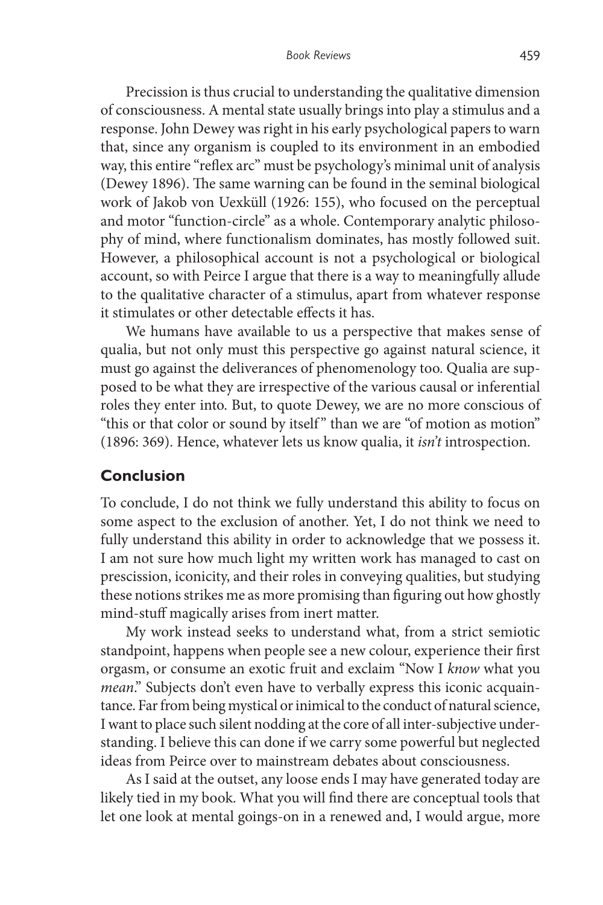Precission is thus crucial to understanding the qualitative dimension of consciousness. A mental state usually brings into play a stimulus and a response. John Dewey was right in his early psychological papers to warn that, since any organism is coupled to its environment in an embodied way, this entire "reflex arc" must be psychology's minimal unit of analysis (Dewey 1896). The same warning can be found in the seminal biological work of Jakob von Uexküll (1926: 155), who focused on the perceptual and motor "function-circle" as a whole. Contemporary analytic philosophy of mind, where functionalism dominates, has mostly followed suit. However, a philosophical account is not a psychological or biological account, so with Peirce I argue that there is a way to meaningfully allude to the qualitative character of a stimulus, apart from whatever response it stimulates or other detectable effects it has.

We humans have available to us a perspective that makes sense of qualia, but not only must this perspective go against natural science, it must go against the deliverances of phenomenology too. Qualia are supposed to be what they are irrespective of the various causal or inferential roles they enter into. But, to quote Dewey, we are no more conscious of "this or that color or sound by itself" than we are "of motion as motion" (1896: 369). Hence, whatever lets us know qualia, it *isn't* introspection.

## Conclusion

To conclude, I do not think we fully understand this ability to focus on some aspect to the exclusion of another. Yet, I do not think we need to fully understand this ability in order to acknowledge that we possess it. I am not sure how much light my written work has managed to cast on prescission, iconicity, and their roles in conveying qualities, but studying these notions strikes me as more promising than figuring out how ghostly mind-stuff magically arises from inert matter.

My work instead seeks to understand what, from a strict semiotic standpoint, happens when people see a new colour, experience their first orgasm, or consume an exotic fruit and exclaim "Now I *know* what you *mean*." Subjects don't even have to verbally express this iconic acquaintance. Far from being mystical or inimical to the conduct of natural science, I want to place such silent nodding at the core of all inter-subjective understanding. I believe this can done if we carry some powerful but neglected ideas from Peirce over to mainstream debates about consciousness.

As I said at the outset, any loose ends I may have generated today are likely tied in my book. What you will find there are conceptual tools that let one look at mental goings-on in a renewed and, I would argue, more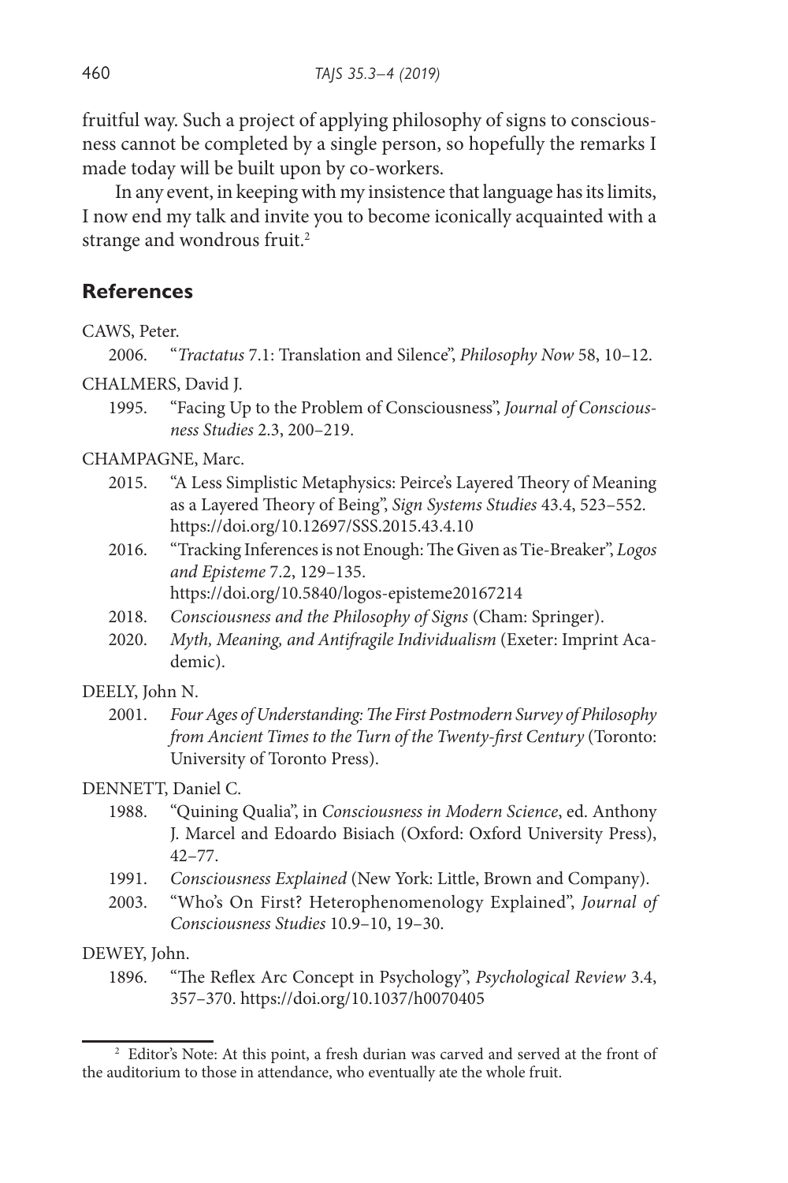fruitful way. Such a project of applying philosophy of signs to consciousness cannot be completed by a single person, so hopefully the remarks I made today will be built upon by co-workers.

In any event, in keeping with my insistence that language has its limits, I now end my talk and invite you to become iconically acquainted with a strange and wondrous fruit.[2]

## References

CAWS, Peter.

2006. "*Tractatus* 7.1: Translation and Silence", *Philosophy Now* 58, 10–12.

CHALMERS, David J.

1995. "Facing Up to the Problem of Consciousness", *Journal of Consciousness Studies* 2.3, 200–219.

CHAMPAGNE, Marc.

2015. "A Less Simplistic Metaphysics: Peirce's Layered Theory of Meaning as a Layered Theory of Being", *Sign Systems Studies* 43.4, 523–552. https://doi.org/10.12697/SSS.2015.43.4.10

2016. "Tracking Inferences is not Enough: The Given as Tie-Breaker", *Logos and Episteme* 7.2, 129–135. https://doi.org/10.5840/logos-episteme20167214

2018. *Consciousness and the Philosophy of Signs* (Cham: Springer).

2020. *Myth, Meaning, and Antifragile Individualism* (Exeter: Imprint Academic).

DEELY, John N.

2001. *Four Ages of Understanding: The First Postmodern Survey of Philosophy from Ancient Times to the Turn of the Twenty-first Century* (Toronto: University of Toronto Press).

DENNETT, Daniel C.

1988. "Quining Qualia", in *Consciousness in Modern Science*, ed. Anthony J. Marcel and Edoardo Bisiach (Oxford: Oxford University Press), 42–77.

1991. *Consciousness Explained* (New York: Little, Brown and Company).

2003. "Who's On First? Heterophenomenology Explained", *Journal of Consciousness Studies* 10.9–10, 19–30.

DEWEY, John.

1896. "The Reflex Arc Concept in Psychology", *Psychological Review* 3.4, 357–370. https://doi.org/10.1037/h0070405

[2] Editor's Note: At this point, a fresh durian was carved and served at the front of the auditorium to those in attendance, who eventually ate the whole fruit.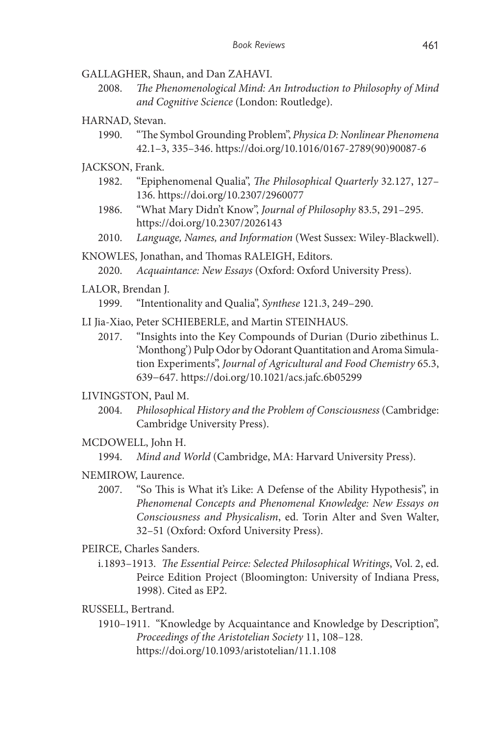GALLAGHER, Shaun, and Dan ZAHAVI.

2008. *The Phenomenological Mind: An Introduction to Philosophy of Mind and Cognitive Science* (London: Routledge).

HARNAD, Stevan.

1990. "The Symbol Grounding Problem", *Physica D: Nonlinear Phenomena* 42.1–3, 335–346. https://doi.org/10.1016/0167-2789(90)90087-6

JACKSON, Frank.

1982. "Epiphenomenal Qualia", *The Philosophical Quarterly* 32.127, 127–136. https://doi.org/10.2307/2960077

1986. "What Mary Didn't Know", *Journal of Philosophy* 83.5, 291–295. https://doi.org/10.2307/2026143

2010. *Language, Names, and Information* (West Sussex: Wiley-Blackwell).

KNOWLES, Jonathan, and Thomas RALEIGH, Editors.

2020. *Acquaintance: New Essays* (Oxford: Oxford University Press).

LALOR, Brendan J.

1999. "Intentionality and Qualia", *Synthese* 121.3, 249–290.

LI Jia-Xiao, Peter SCHIEBERLE, and Martin STEINHAUS.

2017. "Insights into the Key Compounds of Durian (Durio zibethinus L. 'Monthong') Pulp Odor by Odorant Quantitation and Aroma Simulation Experiments", *Journal of Agricultural and Food Chemistry* 65.3, 639–647. https://doi.org/10.1021/acs.jafc.6b05299

LIVINGSTON, Paul M.

2004. *Philosophical History and the Problem of Consciousness* (Cambridge: Cambridge University Press).

MCDOWELL, John H.

1994. *Mind and World* (Cambridge, MA: Harvard University Press).

NEMIROW, Laurence.

2007. "So This is What it's Like: A Defense of the Ability Hypothesis", in *Phenomenal Concepts and Phenomenal Knowledge: New Essays on Consciousness and Physicalism*, ed. Torin Alter and Sven Walter, 32–51 (Oxford: Oxford University Press).

PEIRCE, Charles Sanders.

i.1893–1913. *The Essential Peirce: Selected Philosophical Writings*, Vol. 2, ed. Peirce Edition Project (Bloomington: University of Indiana Press, 1998). Cited as EP2.

RUSSELL, Bertrand.

1910–1911. "Knowledge by Acquaintance and Knowledge by Description", *Proceedings of the Aristotelian Society* 11, 108–128. https://doi.org/10.1093/aristotelian/11.1.108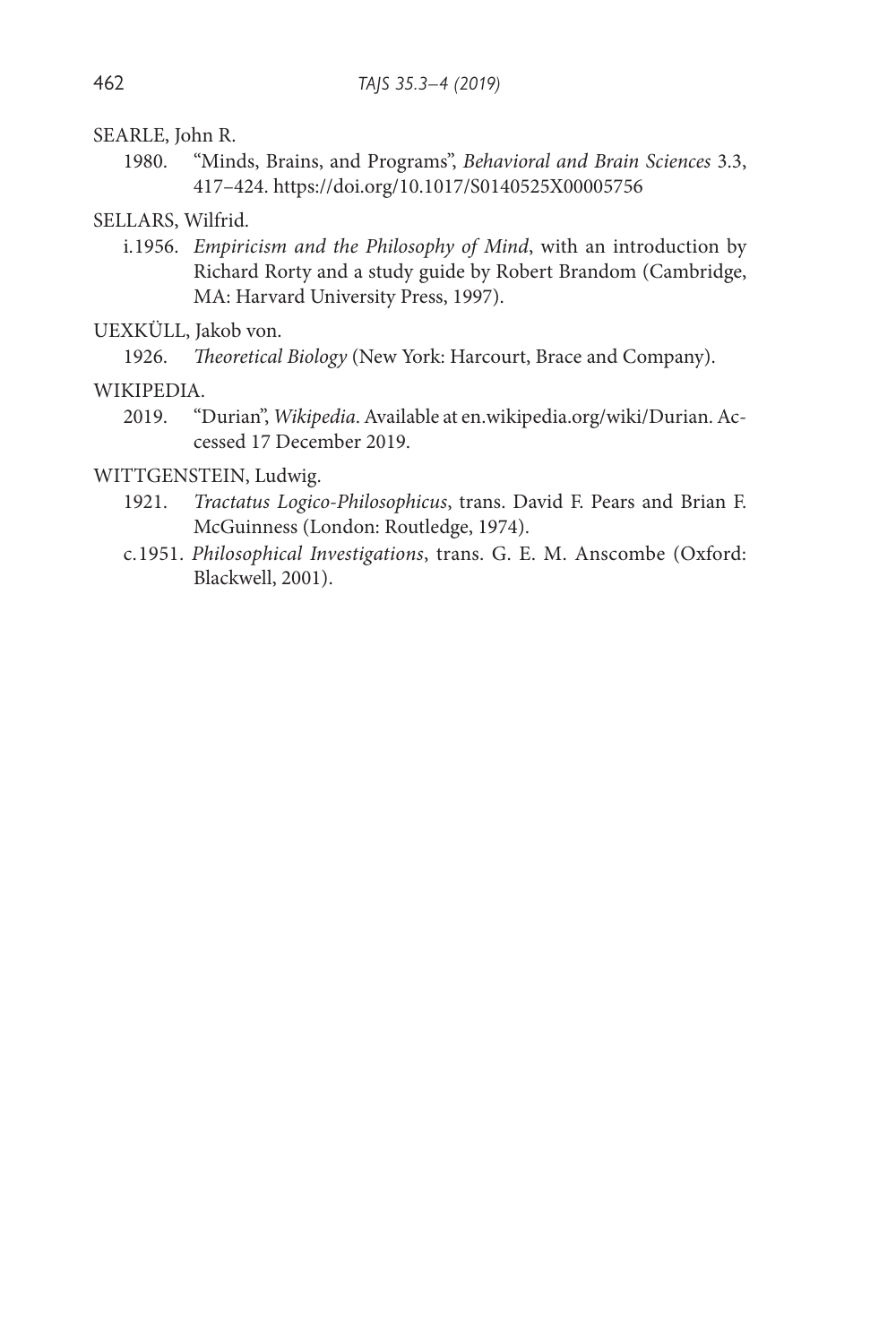SEARLE, John R.

1980. "Minds, Brains, and Programs", *Behavioral and Brain Sciences* 3.3, 417–424. https://doi.org/10.1017/S0140525X00005756

SELLARS, Wilfrid.

i.1956. *Empiricism and the Philosophy of Mind*, with an introduction by Richard Rorty and a study guide by Robert Brandom (Cambridge, MA: Harvard University Press, 1997).

UEXKÜLL, Jakob von.

1926. *Theoretical Biology* (New York: Harcourt, Brace and Company).

WIKIPEDIA.

2019. "Durian", *Wikipedia*. Available at en.wikipedia.org/wiki/Durian. Accessed 17 December 2019.

WITTGENSTEIN, Ludwig.

1921. *Tractatus Logico-Philosophicus*, trans. David F. Pears and Brian F. McGuinness (London: Routledge, 1974).

c.1951. *Philosophical Investigations*, trans. G. E. M. Anscombe (Oxford: Blackwell, 2001).